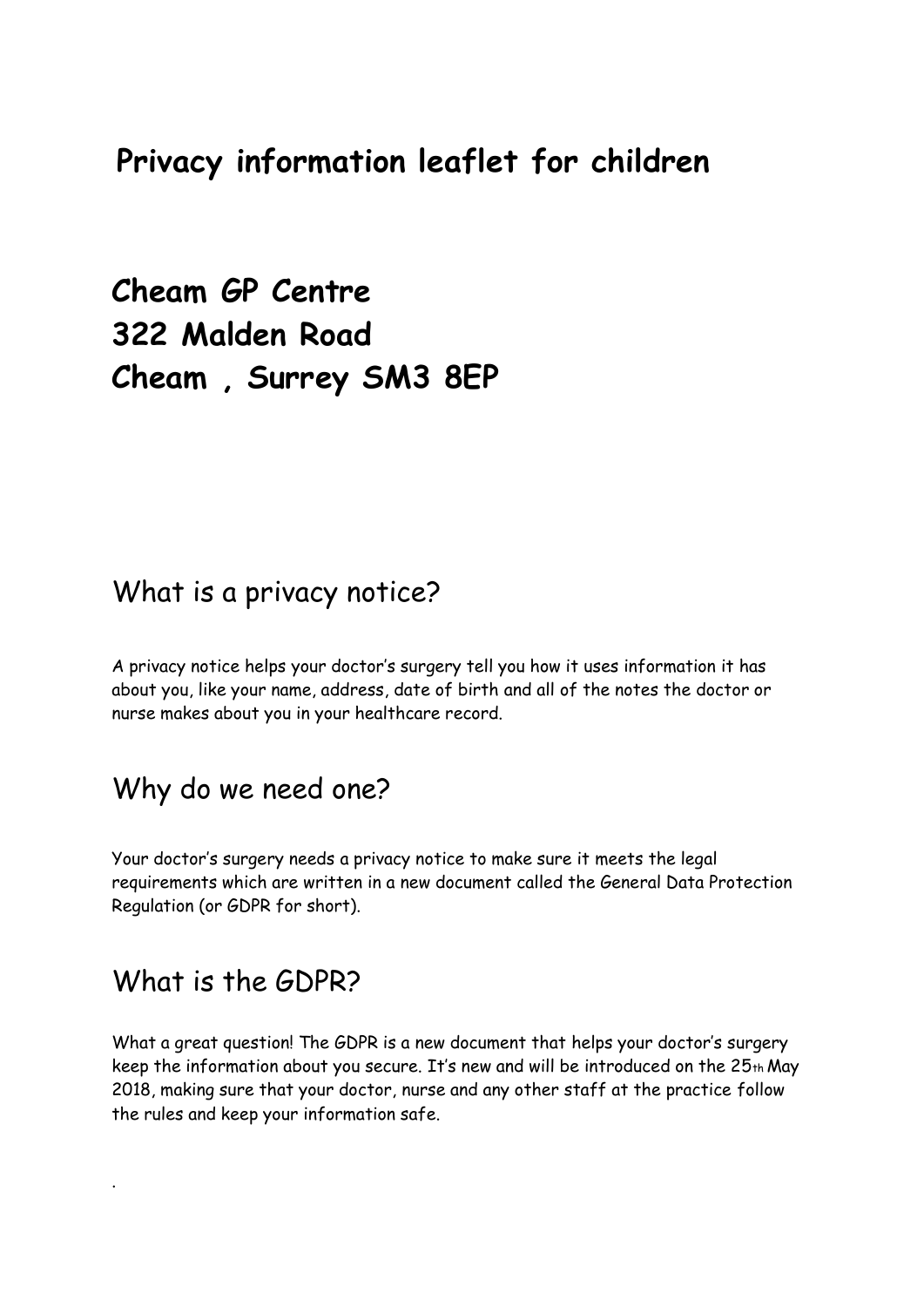# Privacy information leaflet for children

**Cheam GP Centre**
**322 Malden Road**
**Cheam , Surrey SM3 8EP**

## What is a privacy notice?

A privacy notice helps your doctor's surgery tell you how it uses information it has about you, like your name, address, date of birth and all of the notes the doctor or nurse makes about you in your healthcare record.

## Why do we need one?

Your doctor's surgery needs a privacy notice to make sure it meets the legal requirements which are written in a new document called the General Data Protection Regulation (or GDPR for short).

## What is the GDPR?

What a great question! The GDPR is a new document that helps your doctor's surgery keep the information about you secure. It's new and will be introduced on the 25th May 2018, making sure that your doctor, nurse and any other staff at the practice follow the rules and keep your information safe.

.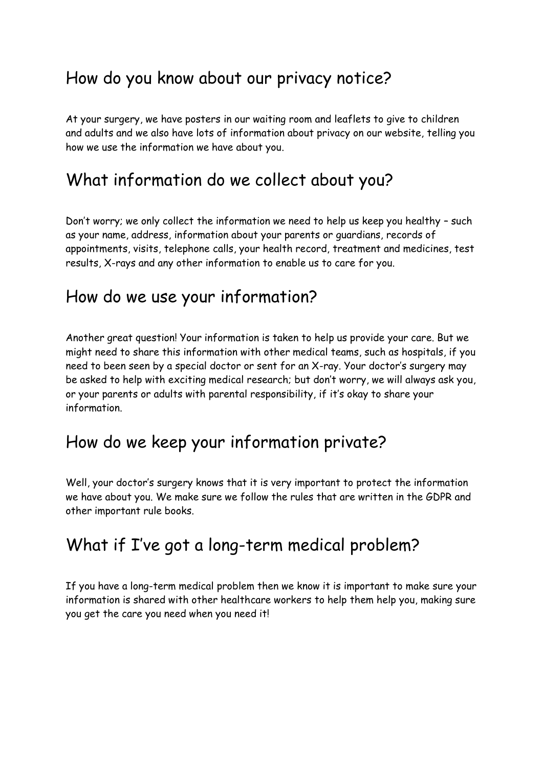## How do you know about our privacy notice?

At your surgery, we have posters in our waiting room and leaflets to give to children and adults and we also have lots of information about privacy on our website, telling you how we use the information we have about you.

## What information do we collect about you?

Don't worry; we only collect the information we need to help us keep you healthy – such as your name, address, information about your parents or guardians, records of appointments, visits, telephone calls, your health record, treatment and medicines, test results, X-rays and any other information to enable us to care for you.

## How do we use your information?

Another great question! Your information is taken to help us provide your care. But we might need to share this information with other medical teams, such as hospitals, if you need to been seen by a special doctor or sent for an X-ray. Your doctor's surgery may be asked to help with exciting medical research; but don't worry, we will always ask you, or your parents or adults with parental responsibility, if it's okay to share your information.

## How do we keep your information private?

Well, your doctor's surgery knows that it is very important to protect the information we have about you. We make sure we follow the rules that are written in the GDPR and other important rule books.

## What if I've got a long-term medical problem?

If you have a long-term medical problem then we know it is important to make sure your information is shared with other healthcare workers to help them help you, making sure you get the care you need when you need it!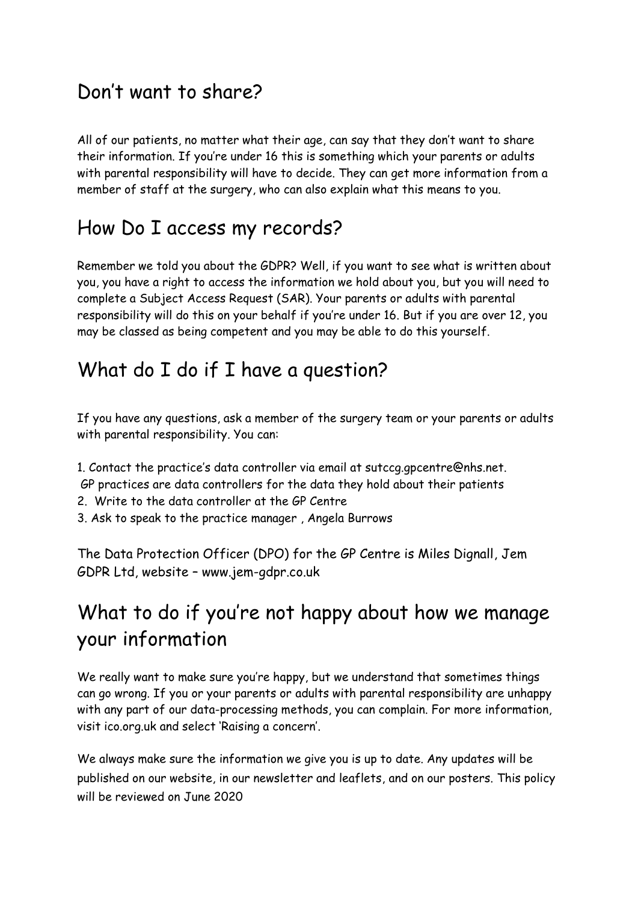## Don’t want to share?

All of our patients, no matter what their age, can say that they don’t want to share their information. If you’re under 16 this is something which your parents or adults with parental responsibility will have to decide. They can get more information from a member of staff at the surgery, who can also explain what this means to you.

## How Do I access my records?

Remember we told you about the GDPR? Well, if you want to see what is written about you, you have a right to access the information we hold about you, but you will need to complete a Subject Access Request (SAR). Your parents or adults with parental responsibility will do this on your behalf if you’re under 16. But if you are over 12, you may be classed as being competent and you may be able to do this yourself.

## What do I do if I have a question?

If you have any questions, ask a member of the surgery team or your parents or adults with parental responsibility. You can:

1. Contact the practice’s data controller via email at sutccg.gpcentre@nhs.net.
   GP practices are data controllers for the data they hold about their patients
2. Write to the data controller at the GP Centre
3. Ask to speak to the practice manager , Angela Burrows

The Data Protection Officer (DPO) for the GP Centre is Miles Dignall, Jem GDPR Ltd, website – www.jem-gdpr.co.uk

## What to do if you’re not happy about how we manage your information

We really want to make sure you’re happy, but we understand that sometimes things can go wrong. If you or your parents or adults with parental responsibility are unhappy with any part of our data-processing methods, you can complain. For more information, visit ico.org.uk and select ‘Raising a concern’.

We always make sure the information we give you is up to date. Any updates will be published on our website, in our newsletter and leaflets, and on our posters. This policy will be reviewed on June 2020